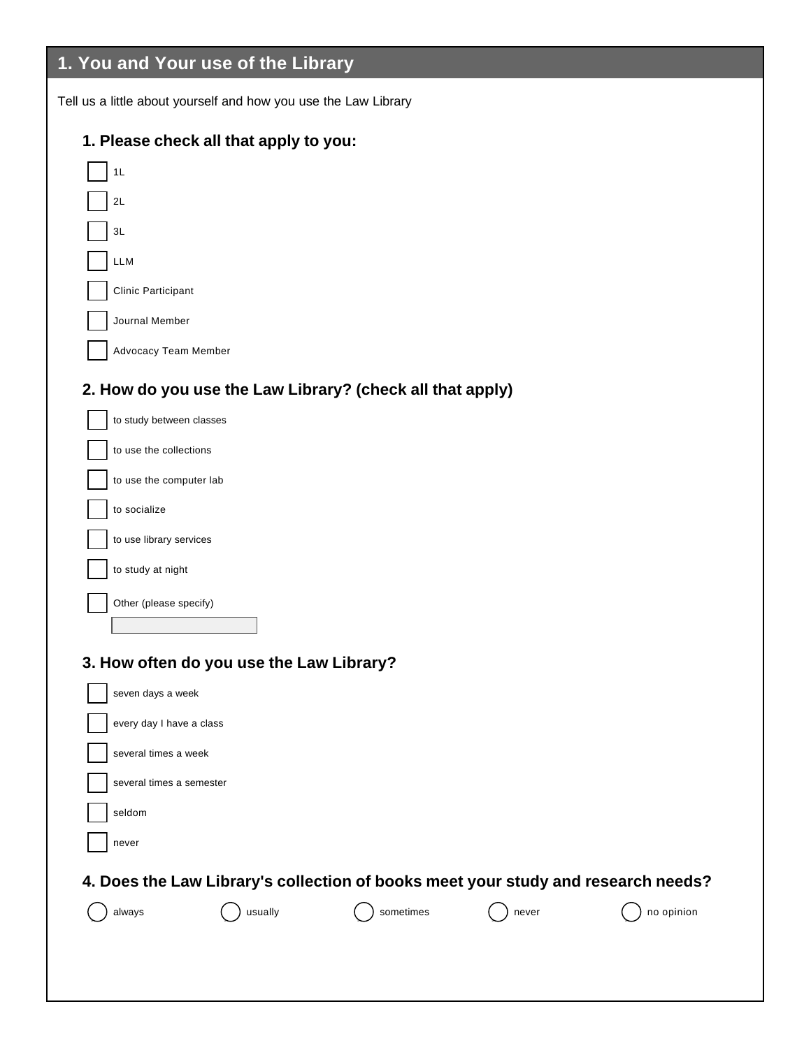## 1. You and Your use of the Library

Tell us a little about yourself and how you use the Law Library

### 1. Please check all that apply to you:

- [ ] 1L
- [ ] 2L
- [ ] 3L
- [ ] LLM
- [ ] Clinic Participant
- [ ] Journal Member
- [ ] Advocacy Team Member

### 2. How do you use the Law Library? (check all that apply)

- [ ] to study between classes
- [ ] to use the collections
- [ ] to use the computer lab
- [ ] to socialize
- [ ] to use library services
- [ ] to study at night
- [ ] Other (please specify)

### 3. How often do you use the Law Library?

- [ ] seven days a week
- [ ] every day I have a class
- [ ] several times a week
- [ ] several times a semester
- [ ] seldom
- [ ] never

### 4. Does the Law Library's collection of books meet your study and research needs?

○ always ○ usually ○ sometimes ○ never ○ no opinion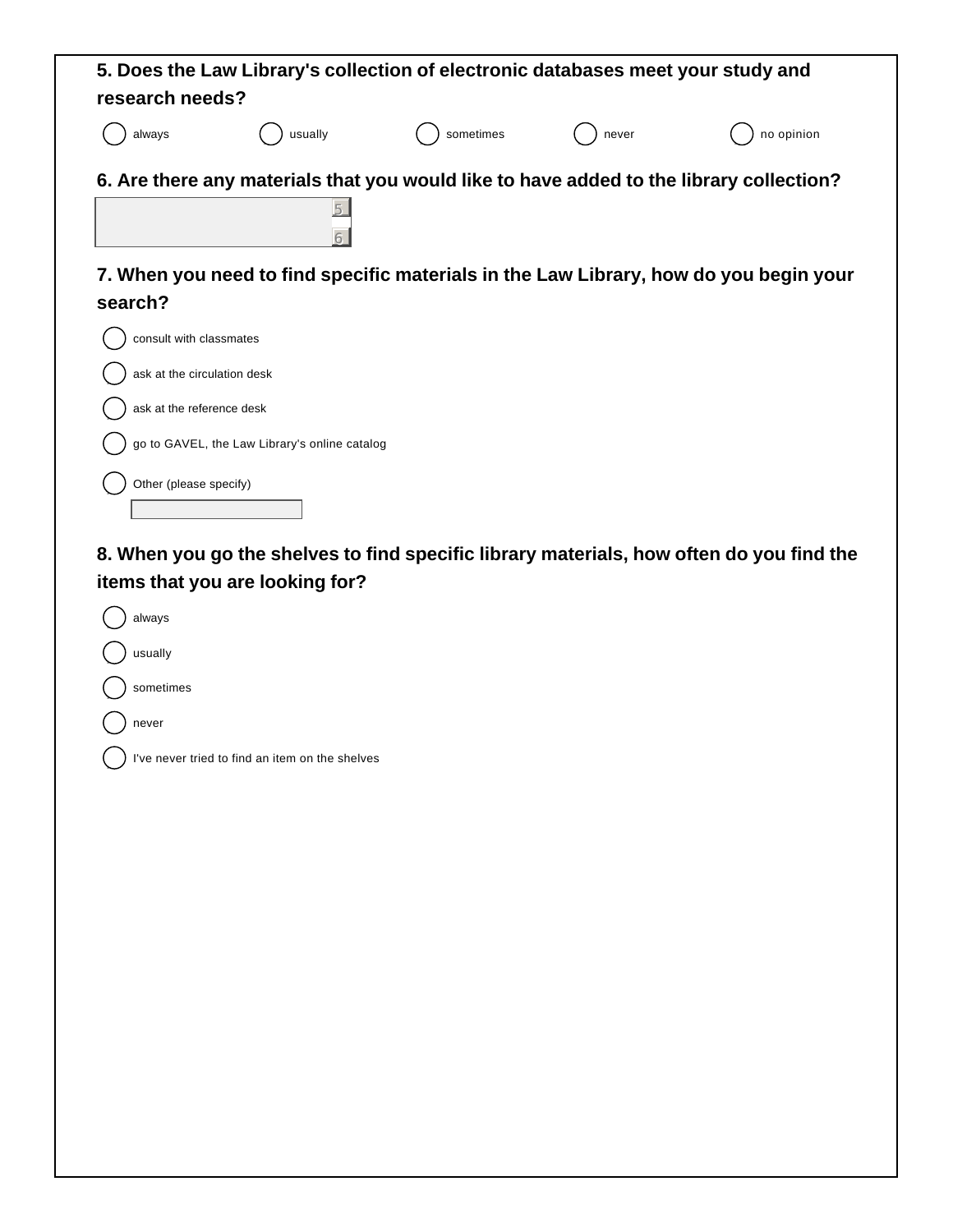**5. Does the Law Library's collection of electronic databases meet your study and research needs?**

- ( ) always
- ( ) usually
- ( ) sometimes
- ( ) never
- ( ) no opinion

**6. Are there any materials that you would like to have added to the library collection?**

[ ]

**7. When you need to find specific materials in the Law Library, how do you begin your search?**

- ( ) consult with classmates
- ( ) ask at the circulation desk
- ( ) ask at the reference desk
- ( ) go to GAVEL, the Law Library's online catalog
- ( ) Other (please specify)

[ ]

**8. When you go the shelves to find specific library materials, how often do you find the items that you are looking for?**

- ( ) always
- ( ) usually
- ( ) sometimes
- ( ) never
- ( ) I've never tried to find an item on the shelves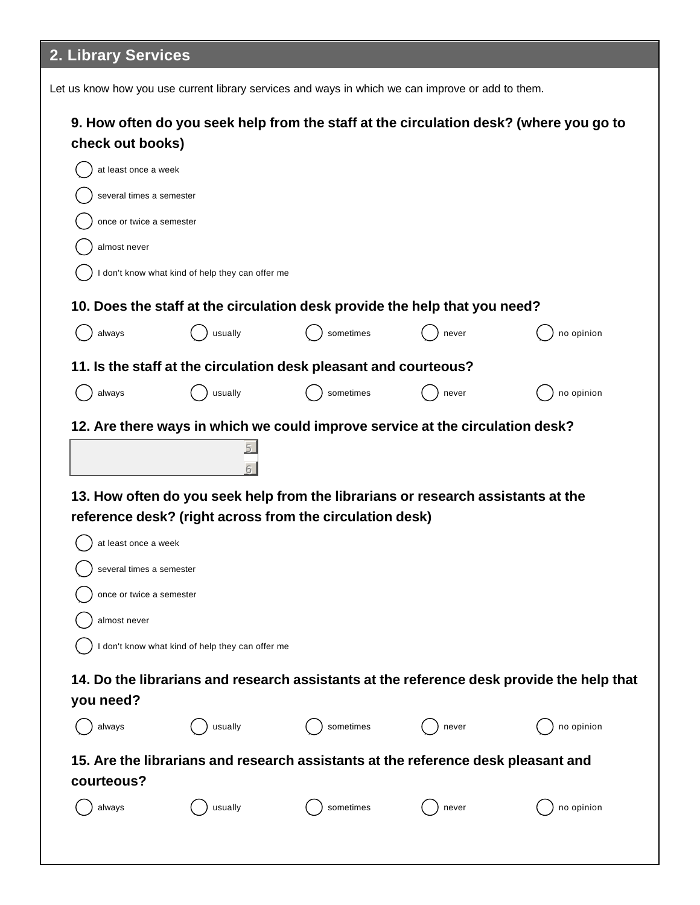## 2. Library Services

Let us know how you use current library services and ways in which we can improve or add to them.

**9. How often do you seek help from the staff at the circulation desk? (where you go to check out books)**

- ◯ at least once a week
- ◯ several times a semester
- ◯ once or twice a semester
- ◯ almost never
- ◯ I don't know what kind of help they can offer me

**10. Does the staff at the circulation desk provide the help that you need?**

◯ always ◯ usually ◯ sometimes ◯ never ◯ no opinion

**11. Is the staff at the circulation desk pleasant and courteous?**

◯ always ◯ usually ◯ sometimes ◯ never ◯ no opinion

**12. Are there ways in which we could improve service at the circulation desk?**

[ ]

**13. How often do you seek help from the librarians or research assistants at the reference desk? (right across from the circulation desk)**

- ◯ at least once a week
- ◯ several times a semester
- ◯ once or twice a semester
- ◯ almost never
- ◯ I don't know what kind of help they can offer me

**14. Do the librarians and research assistants at the reference desk provide the help that you need?**

◯ always ◯ usually ◯ sometimes ◯ never ◯ no opinion

**15. Are the librarians and research assistants at the reference desk pleasant and courteous?**

◯ always ◯ usually ◯ sometimes ◯ never ◯ no opinion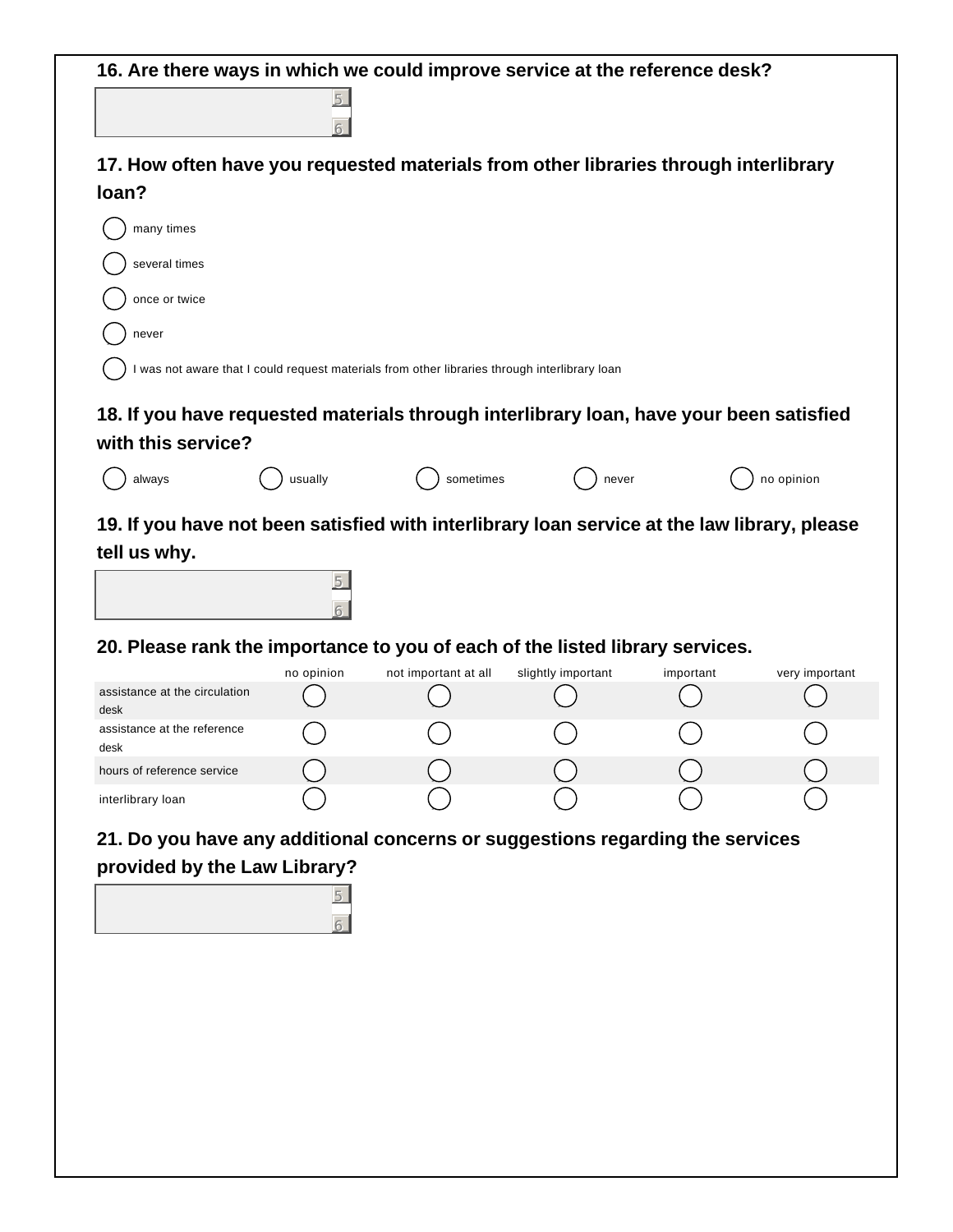**16. Are there ways in which we could improve service at the reference desk?**

**17. How often have you requested materials from other libraries through interlibrary loan?**

- many times
- several times
- once or twice
- never
- I was not aware that I could request materials from other libraries through interlibrary loan

**18. If you have requested materials through interlibrary loan, have your been satisfied with this service?**

- always
- usually
- sometimes
- never
- no opinion

**19. If you have not been satisfied with interlibrary loan service at the law library, please tell us why.**

**20. Please rank the importance to you of each of the listed library services.**

| | no opinion | not important at all | slightly important | important | very important |
|---|---|---|---|---|---|
| assistance at the circulation desk | ◯ | ◯ | ◯ | ◯ | ◯ |
| assistance at the reference desk | ◯ | ◯ | ◯ | ◯ | ◯ |
| hours of reference service | ◯ | ◯ | ◯ | ◯ | ◯ |
| interlibrary loan | ◯ | ◯ | ◯ | ◯ | ◯ |

**21. Do you have any additional concerns or suggestions regarding the services provided by the Law Library?**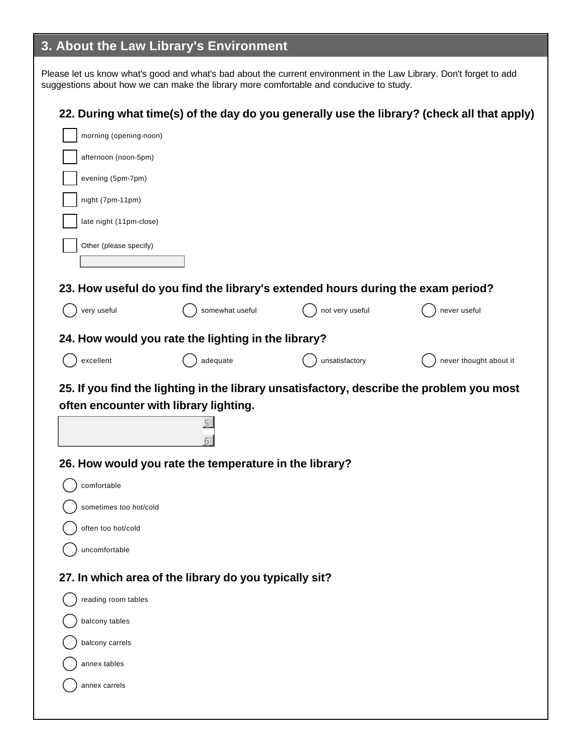## 3. About the Law Library's Environment

Please let us know what's good and what's bad about the current environment in the Law Library. Don't forget to add suggestions about how we can make the library more comfortable and conducive to study.

### 22. During what time(s) of the day do you generally use the library? (check all that apply)

- [ ] morning (opening-noon)
- [ ] afternoon (noon-5pm)
- [ ] evening (5pm-7pm)
- [ ] night (7pm-11pm)
- [ ] late night (11pm-close)
- [ ] Other (please specify)

### 23. How useful do you find the library's extended hours during the exam period?

- ( ) very useful
- ( ) somewhat useful
- ( ) not very useful
- ( ) never useful

### 24. How would you rate the lighting in the library?

- ( ) excellent
- ( ) adequate
- ( ) unsatisfactory
- ( ) never thought about it

### 25. If you find the lighting in the library unsatisfactory, describe the problem you most often encounter with library lighting.

### 26. How would you rate the temperature in the library?

- ( ) comfortable
- ( ) sometimes too hot/cold
- ( ) often too hot/cold
- ( ) uncomfortable

### 27. In which area of the library do you typically sit?

- ( ) reading room tables
- ( ) balcony tables
- ( ) balcony carrels
- ( ) annex tables
- ( ) annex carrels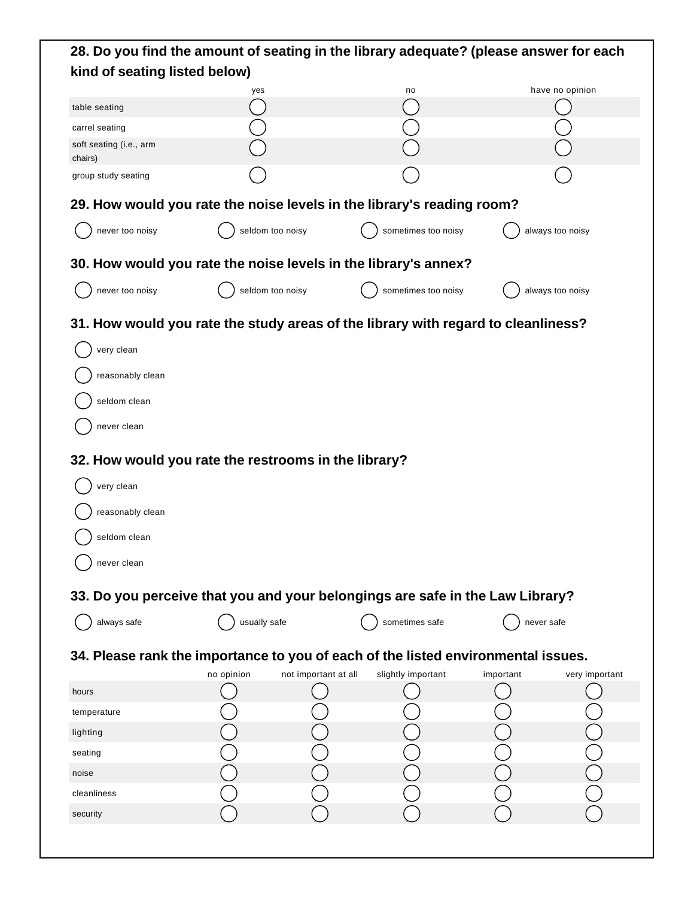**28. Do you find the amount of seating in the library adequate? (please answer for each kind of seating listed below)**

| | yes | no | have no opinion |
|---|---|---|---|
| table seating | ◯ | ◯ | ◯ |
| carrel seating | ◯ | ◯ | ◯ |
| soft seating (i.e., arm chairs) | ◯ | ◯ | ◯ |
| group study seating | ◯ | ◯ | ◯ |

**29. How would you rate the noise levels in the library's reading room?**

◯ never too noisy ◯ seldom too noisy ◯ sometimes too noisy ◯ always too noisy

**30. How would you rate the noise levels in the library's annex?**

◯ never too noisy ◯ seldom too noisy ◯ sometimes too noisy ◯ always too noisy

**31. How would you rate the study areas of the library with regard to cleanliness?**

◯ very clean

◯ reasonably clean

◯ seldom clean

◯ never clean

**32. How would you rate the restrooms in the library?**

◯ very clean

◯ reasonably clean

◯ seldom clean

◯ never clean

**33. Do you perceive that you and your belongings are safe in the Law Library?**

◯ always safe ◯ usually safe ◯ sometimes safe ◯ never safe

**34. Please rank the importance to you of each of the listed environmental issues.**

| | no opinion | not important at all | slightly important | important | very important |
|---|---|---|---|---|---|
| hours | ◯ | ◯ | ◯ | ◯ | ◯ |
| temperature | ◯ | ◯ | ◯ | ◯ | ◯ |
| lighting | ◯ | ◯ | ◯ | ◯ | ◯ |
| seating | ◯ | ◯ | ◯ | ◯ | ◯ |
| noise | ◯ | ◯ | ◯ | ◯ | ◯ |
| cleanliness | ◯ | ◯ | ◯ | ◯ | ◯ |
| security | ◯ | ◯ | ◯ | ◯ | ◯ |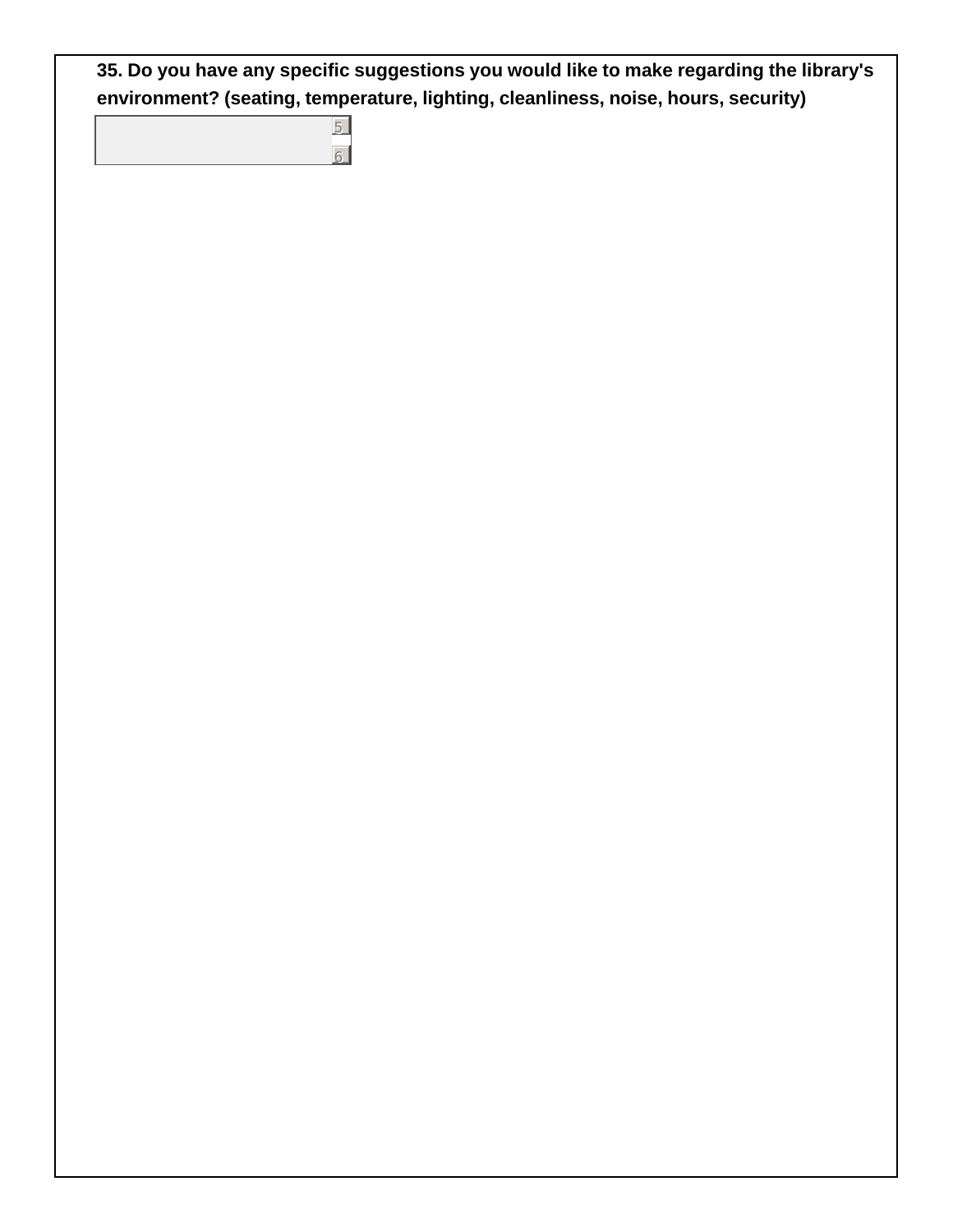**35. Do you have any specific suggestions you would like to make regarding the library's environment? (seating, temperature, lighting, cleanliness, noise, hours, security)**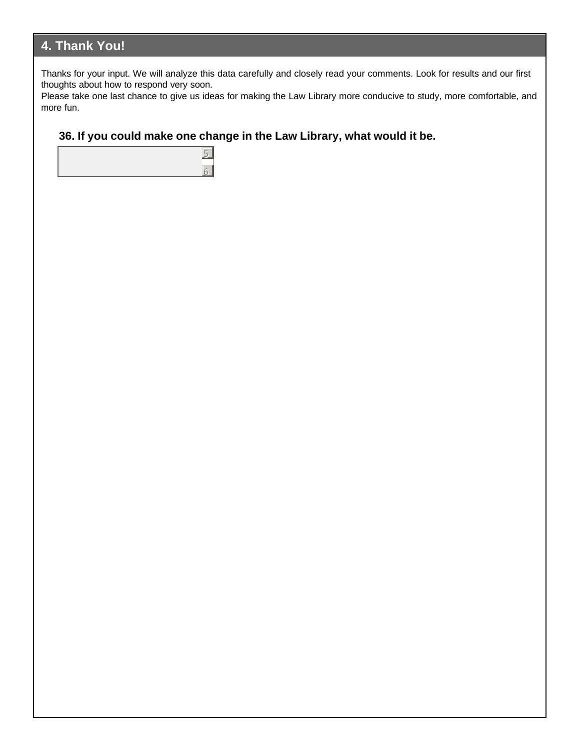## 4. Thank You!

Thanks for your input. We will analyze this data carefully and closely read your comments. Look for results and our first thoughts about how to respond very soon.
Please take one last chance to give us ideas for making the Law Library more conducive to study, more comfortable, and more fun.

**36. If you could make one change in the Law Library, what would it be.**